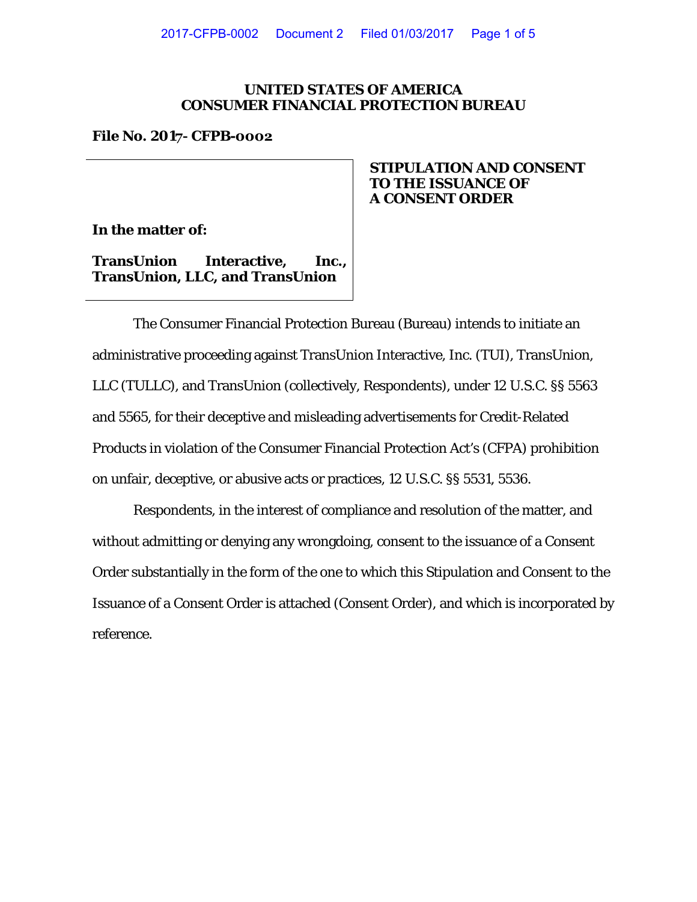**UNITED STATES OF AMERICA**
**CONSUMER FINANCIAL PROTECTION BUREAU**

**File No. 2017- CFPB-0002**

**In the matter of:**

**TransUnion Interactive, Inc., TransUnion, LLC, and TransUnion**

**STIPULATION AND CONSENT TO THE ISSUANCE OF A CONSENT ORDER**

The Consumer Financial Protection Bureau (Bureau) intends to initiate an administrative proceeding against TransUnion Interactive, Inc. (TUI), TransUnion, LLC (TULLC), and TransUnion (collectively, Respondents), under 12 U.S.C. §§ 5563 and 5565, for their deceptive and misleading advertisements for Credit-Related Products in violation of the Consumer Financial Protection Act's (CFPA) prohibition on unfair, deceptive, or abusive acts or practices, 12 U.S.C. §§ 5531, 5536.

Respondents, in the interest of compliance and resolution of the matter, and without admitting or denying any wrongdoing, consent to the issuance of a Consent Order substantially in the form of the one to which this Stipulation and Consent to the Issuance of a Consent Order is attached (Consent Order), and which is incorporated by reference.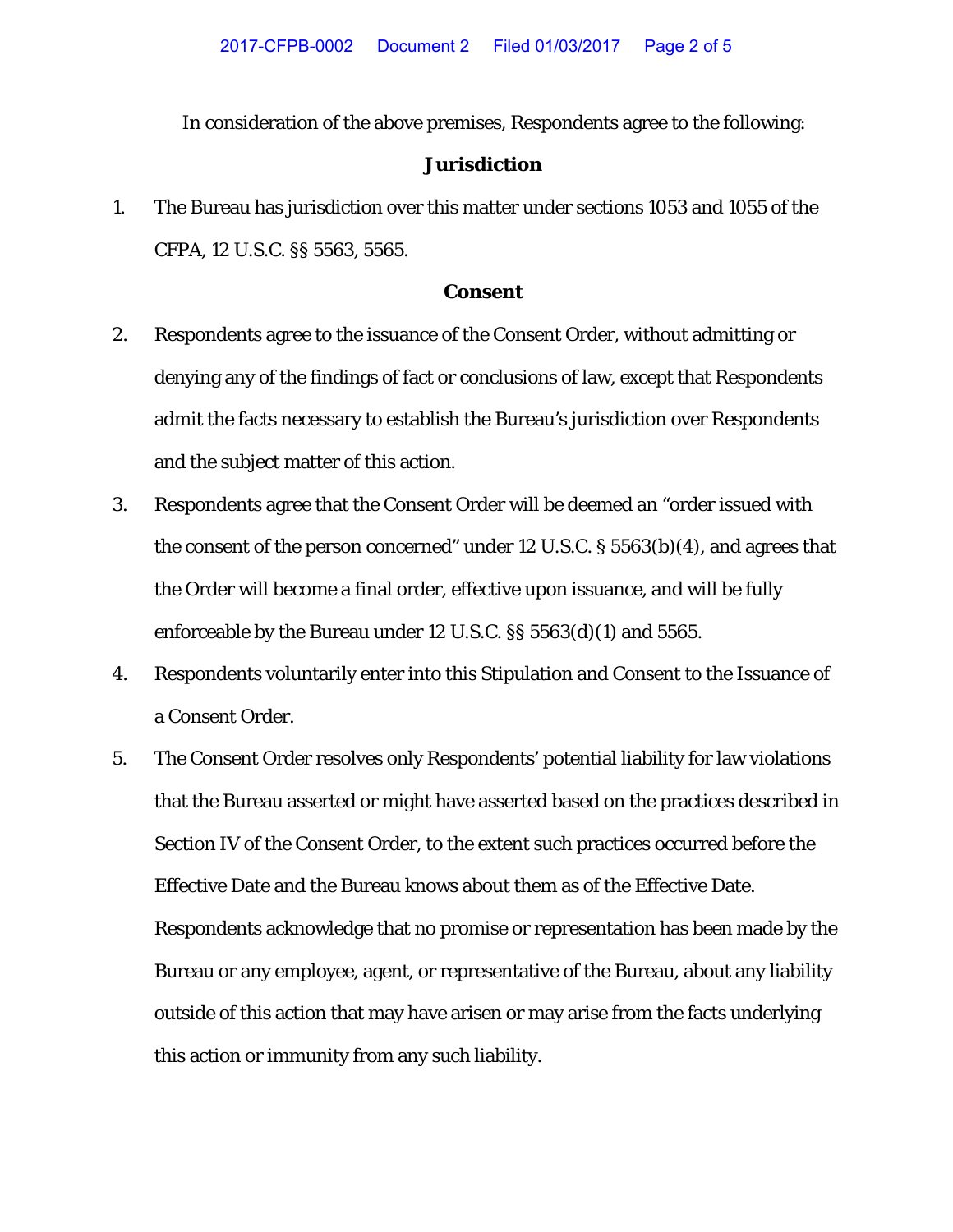In consideration of the above premises, Respondents agree to the following:

## Jurisdiction

1. The Bureau has jurisdiction over this matter under sections 1053 and 1055 of the CFPA, 12 U.S.C. §§ 5563, 5565.

## Consent

2. Respondents agree to the issuance of the Consent Order, without admitting or denying any of the findings of fact or conclusions of law, except that Respondents admit the facts necessary to establish the Bureau's jurisdiction over Respondents and the subject matter of this action.

3. Respondents agree that the Consent Order will be deemed an "order issued with the consent of the person concerned" under 12 U.S.C. § 5563(b)(4), and agrees that the Order will become a final order, effective upon issuance, and will be fully enforceable by the Bureau under 12 U.S.C. §§ 5563(d)(1) and 5565.

4. Respondents voluntarily enter into this Stipulation and Consent to the Issuance of a Consent Order.

5. The Consent Order resolves only Respondents' potential liability for law violations that the Bureau asserted or might have asserted based on the practices described in Section IV of the Consent Order, to the extent such practices occurred before the Effective Date and the Bureau knows about them as of the Effective Date. Respondents acknowledge that no promise or representation has been made by the Bureau or any employee, agent, or representative of the Bureau, about any liability outside of this action that may have arisen or may arise from the facts underlying this action or immunity from any such liability.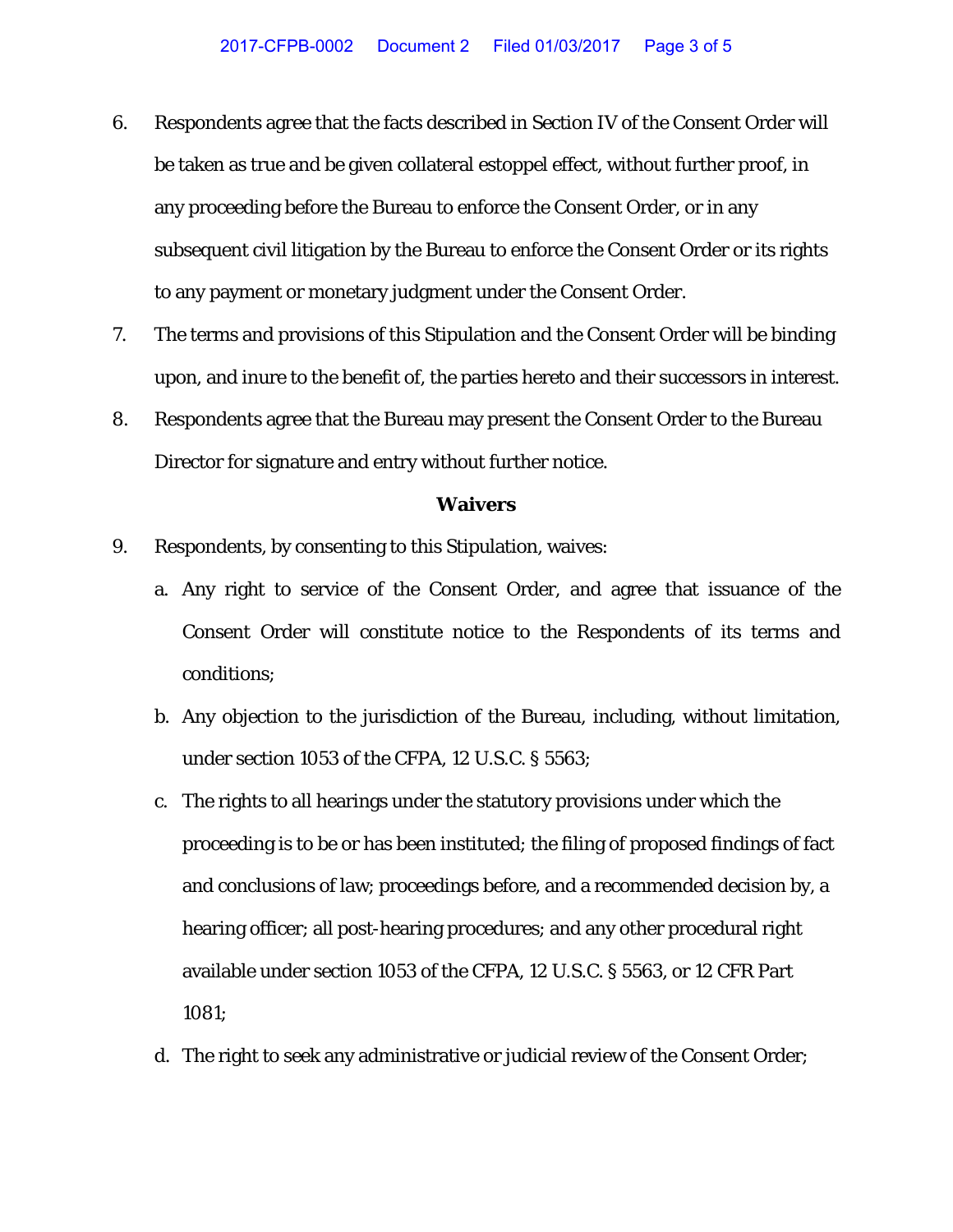6. Respondents agree that the facts described in Section IV of the Consent Order will be taken as true and be given collateral estoppel effect, without further proof, in any proceeding before the Bureau to enforce the Consent Order, or in any subsequent civil litigation by the Bureau to enforce the Consent Order or its rights to any payment or monetary judgment under the Consent Order.
7. The terms and provisions of this Stipulation and the Consent Order will be binding upon, and inure to the benefit of, the parties hereto and their successors in interest.
8. Respondents agree that the Bureau may present the Consent Order to the Bureau Director for signature and entry without further notice.

**Waivers**

9. Respondents, by consenting to this Stipulation, waives:
   a. Any right to service of the Consent Order, and agree that issuance of the Consent Order will constitute notice to the Respondents of its terms and conditions;
   b. Any objection to the jurisdiction of the Bureau, including, without limitation, under section 1053 of the CFPA, 12 U.S.C. § 5563;
   c. The rights to all hearings under the statutory provisions under which the proceeding is to be or has been instituted; the filing of proposed findings of fact and conclusions of law; proceedings before, and a recommended decision by, a hearing officer; all post-hearing procedures; and any other procedural right available under section 1053 of the CFPA, 12 U.S.C. § 5563, or 12 CFR Part 1081;
   d. The right to seek any administrative or judicial review of the Consent Order;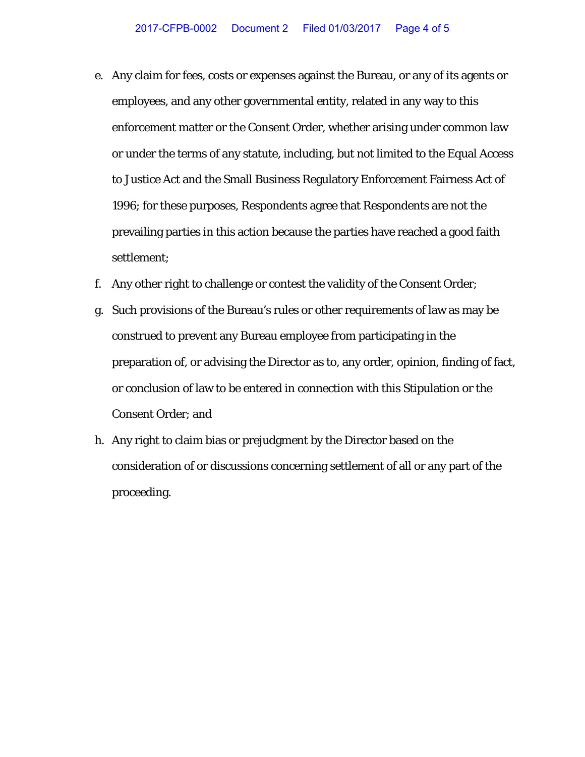e. Any claim for fees, costs or expenses against the Bureau, or any of its agents or employees, and any other governmental entity, related in any way to this enforcement matter or the Consent Order, whether arising under common law or under the terms of any statute, including, but not limited to the Equal Access to Justice Act and the Small Business Regulatory Enforcement Fairness Act of 1996; for these purposes, Respondents agree that Respondents are not the prevailing parties in this action because the parties have reached a good faith settlement;

f. Any other right to challenge or contest the validity of the Consent Order;

g. Such provisions of the Bureau's rules or other requirements of law as may be construed to prevent any Bureau employee from participating in the preparation of, or advising the Director as to, any order, opinion, finding of fact, or conclusion of law to be entered in connection with this Stipulation or the Consent Order; and

h. Any right to claim bias or prejudgment by the Director based on the consideration of or discussions concerning settlement of all or any part of the proceeding.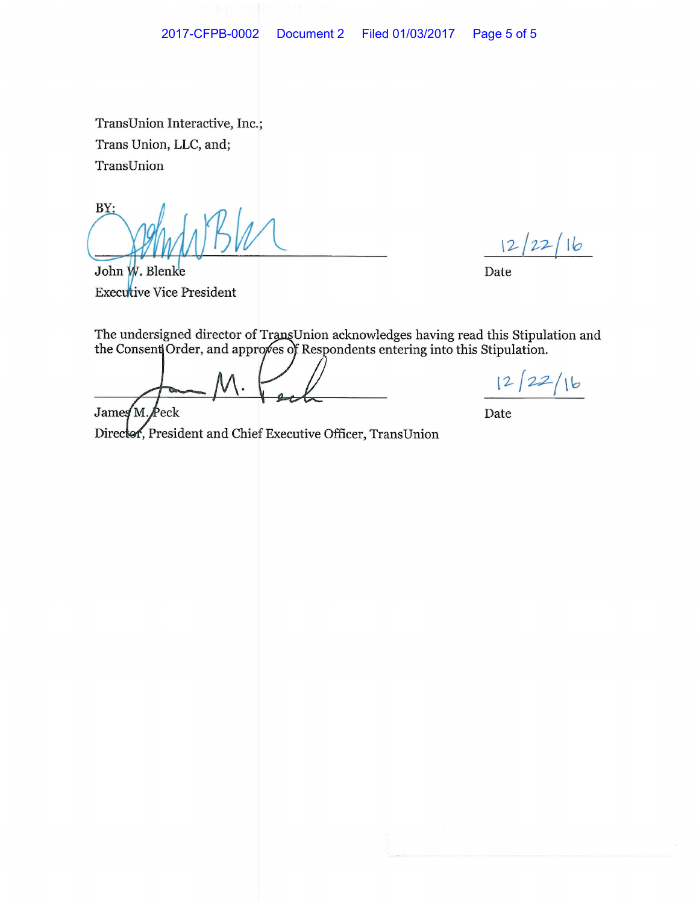TransUnion Interactive, Inc.;
Trans Union, LLC, and;
TransUnion

BY: \_\_\_\_\_\_\_\_\_\_\_\_\_\_\_\_\_\_\_\_\_\_\_\_\_\_\_\_\_\_\_\_ 12/22/16

John W. Blenke
Executive Vice President

Date

The undersigned director of TransUnion acknowledges having read this Stipulation and the Consent Order, and approves of Respondents entering into this Stipulation.

\_\_\_\_\_\_\_\_\_\_\_\_\_\_\_\_\_\_\_\_\_\_\_\_\_\_\_\_\_\_\_\_ 12/22/16

James M. Peck
Director, President and Chief Executive Officer, TransUnion

Date